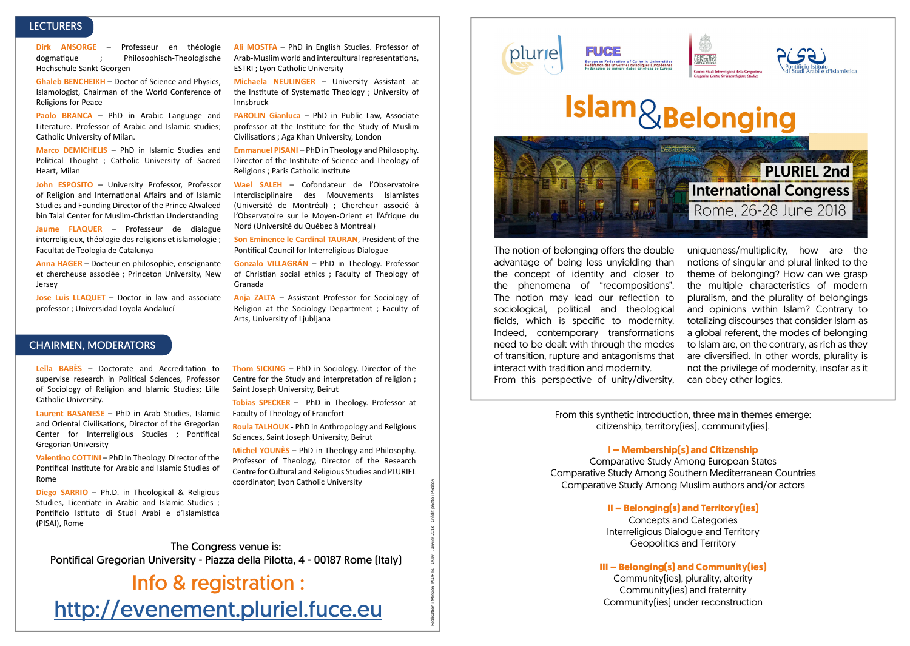## LECTURERS

**Dirk ANSORGE** – Professeur en théologie dogmatique ; Philosophisch-Theologische Hochschule Sankt Georgen

**Ghaleb BENCHEIKH** – Doctor of Science and Physics, Islamologist, Chairman of the World Conference of Religions for Peace

**Paolo BRANCA** – PhD in Arabic Language and Literature. Professor of Arabic and Islamic studies; Catholic University of Milan.

**Marco DEMICHELIS** – PhD in Islamic Studies and Political Thought ; Catholic University of Sacred Heart, Milan

**John ESPOSITO** – University Professor, Professor of Religion and International Affairs and of Islamic Studies and Founding Director of the Prince Alwaleed bin Talal Center for Muslim-Christian Understanding

**Jaume FLAQUER** – Professeur de dialogue interreligieux, théologie des religions et islamologie ; Facultat de Teologia de Catalunya

**Anna HAGER** – Docteur en philosophie, enseignante et chercheuse associée ; Princeton University, New Jersey

**Jose Luis LLAQUET** – Doctor in law and associate professor ; Universidad Loyola Andalucí

**Ali MOSTFA** – PhD in English Studies. Professor of Arab-Muslim world and intercultural representations, ESTRI ; Lyon Catholic University

**Michaela NEULINGER** – University Assistant at the Institute of Systematic Theology ; University of Innsbruck

**PAROLIN Gianluca** – PhD in Public Law, Associate professor at the Institute for the Study of Muslim Civilisations ; Aga Khan University, London

**Emmanuel PISANI** – PhD in Theology and Philosophy. Director of the Institute of Science and Theology of Religions ; Paris Catholic Institute

**Wael SALEH** – Cofondateur de l'Observatoire Interdisciplinaire des Mouvements Islamistes (Université de Montréal) ; Chercheur associé à l'Observatoire sur le Moyen-Orient et l'Afrique du Nord (Université du Québec à Montréal)

**Son Eminence le Cardinal TAURAN**, President of the Pontifical Council for Interreligious Dialogue

**Gonzalo VILLAGRÁN** – PhD in Theology. Professor of Christian social ethics ; Faculty of Theology of Granada

**Anja ZALTA** – Assistant Professor for Sociology of Religion at the Sociology Department ; Faculty of Arts, University of Ljubljana

## CHAIRMEN, MODERATORS

**Leïla BABÈS** – Doctorate and Accreditation to supervise research in Political Sciences, Professor of Sociology of Religion and Islamic Studies; Lille Catholic University.

**Laurent BASANESE** – PhD in Arab Studies, Islamic and Oriental Civilisations, Director of the Gregorian Center for Interreligious Studies ; Pontifical Gregorian University

**Valentino COTTINI** – PhD in Theology. Director of the Pontifical Institute for Arabic and Islamic Studies of Rome

**Diego SARRIO** – Ph.D. in Theological & Religious Studies, Licentiate in Arabic and Islamic Studies ; Pontificio Istituto di Studi Arabi e d'Islamistica (PISAI), Rome

**Thom SICKING** – PhD in Sociology. Director of the Centre for the Study and interpretation of religion ; Saint Joseph University, Beirut

**Tobias SPECKER** – PhD in Theology. Professor at Faculty of Theology of Francfort

**Roula TALHOUK** - PhD in Anthropology and Religious Sciences, Saint Joseph University, Beirut

**Michel YOUNÈS** – PhD in Theology and Philosophy. Professor of Theology, Director of the Research Centre for Cultural and Religious Studies and PLURIEL coordinator; Lyon Catholic University

The Congress venue is:
Pontifical Gregorian University - Piazza della Pilotta, 4 - 00187 Rome (Italy)

## Info & registration :

## http://evenement.pluriel.fuce.eu

Réalisation : Mission PLURIEL - UCLy - Janvier 2018 - Crédit photo : Pixabay

pluriel · FUCE – European Federation of Catholic Universities / Fédération des universités catholiques Européennes / Federación de universidades catolicas de Europa · Pontificia Università Gregoriana – Centro Studi Interreligiosi della Gregoriana / Gregorian Centre for Interreligious Studies · PISAI – Pontificio Istituto di Studi Arabi e d'Islamistica

# Islam & Belonging

## PLURIEL 2nd International Congress

**Rome, 26-28 June 2018**

The notion of belonging offers the double advantage of being less unyielding than the concept of identity and closer to the phenomena of "recompositions". The notion may lead our reflection to sociological, political and theological fields, which is specific to modernity. Indeed, contemporary transformations need to be dealt with through the modes of transition, rupture and antagonisms that interact with tradition and modernity.
From this perspective of unity/diversity, uniqueness/multiplicity, how are the notions of singular and plural linked to the theme of belonging? How can we grasp the multiple characteristics of modern pluralism, and the plurality of belongings and opinions within Islam? Contrary to totalizing discourses that consider Islam as a global referent, the modes of belonging to Islam are, on the contrary, as rich as they are diversified. In other words, plurality is not the privilege of modernity, insofar as it can obey other logics.

From this synthetic introduction, three main themes emerge:
citizenship, territory(ies), community(ies).

### I – Membership(s) and Citizenship

Comparative Study Among European States
Comparative Study Among Southern Mediterranean Countries
Comparative Study Among Muslim authors and/or actors

### II – Belonging(s) and Territory(ies)

Concepts and Categories
Interreligious Dialogue and Territory
Geopolitics and Territory

### III – Belonging(s) and Community(ies)

Community(ies), plurality, alterity
Community(ies) and fraternity
Community(ies) under reconstruction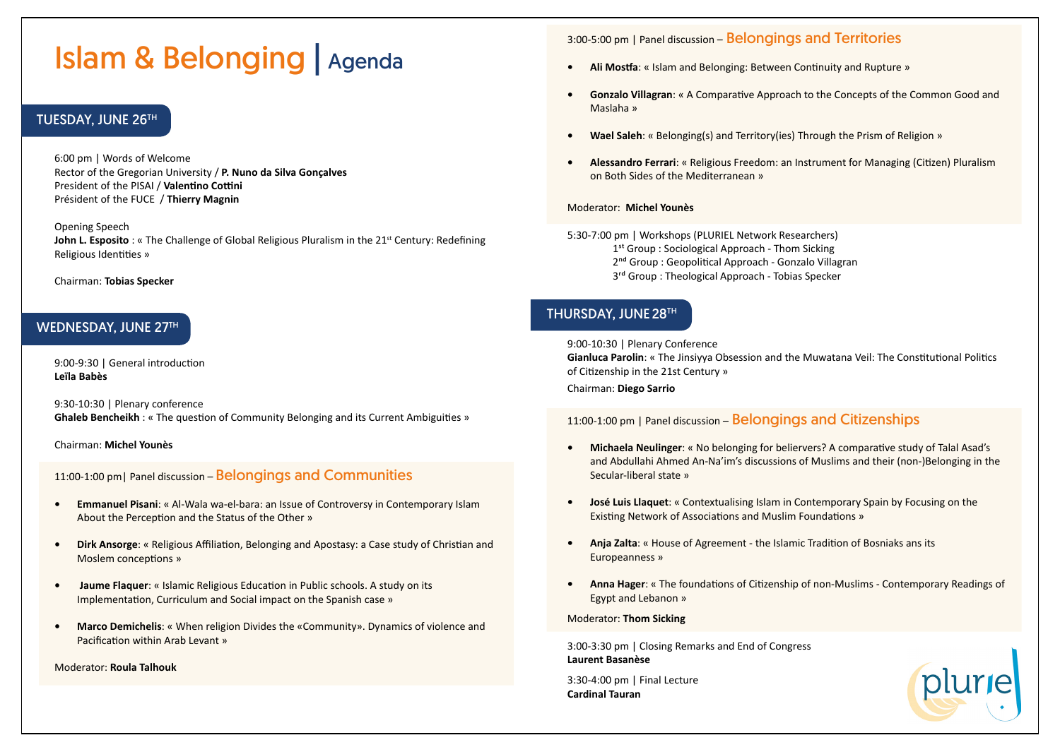# Islam & Belonging | Agenda

## TUESDAY, JUNE 26TH

6:00 pm | Words of Welcome
Rector of the Gregorian University / **P. Nuno da Silva Gonçalves**
President of the PISAI / **Valentino Cottini**
Président of the FUCE / **Thierry Magnin**

Opening Speech
**John L. Esposito** : « The Challenge of Global Religious Pluralism in the 21st Century: Redefining Religious Identities »

Chairman: **Tobias Specker**

## WEDNESDAY, JUNE 27TH

9:00-9:30 | General introduction
**Leïla Babès**

9:30-10:30 | Plenary conference
**Ghaleb Bencheikh** : « The question of Community Belonging and its Current Ambiguities »

Chairman: **Michel Younès**

### 11:00-1:00 pm| Panel discussion – Belongings and Communities

- **Emmanuel Pisani**: « Al-Wala wa-el-bara: an Issue of Controversy in Contemporary Islam About the Perception and the Status of the Other »
- **Dirk Ansorge**: « Religious Affiliation, Belonging and Apostasy: a Case study of Christian and Moslem conceptions »
- **Jaume Flaquer**: « Islamic Religious Education in Public schools. A study on its Implementation, Curriculum and Social impact on the Spanish case »
- **Marco Demichelis**: « When religion Divides the «Community». Dynamics of violence and Pacification within Arab Levant »

Moderator: **Roula Talhouk**

### 3:00-5:00 pm | Panel discussion – Belongings and Territories

- **Ali Mostfa**: « Islam and Belonging: Between Continuity and Rupture »
- **Gonzalo Villagran**: « A Comparative Approach to the Concepts of the Common Good and Maslaha »
- **Wael Saleh**: « Belonging(s) and Territory(ies) Through the Prism of Religion »
- **Alessandro Ferrari**: « Religious Freedom: an Instrument for Managing (Citizen) Pluralism on Both Sides of the Mediterranean »

Moderator: **Michel Younès**

5:30-7:00 pm | Workshops (PLURIEL Network Researchers)
1st Group : Sociological Approach - Thom Sicking
2nd Group : Geopolitical Approach - Gonzalo Villagran
3rd Group : Theological Approach - Tobias Specker

## THURSDAY, JUNE 28TH

9:00-10:30 | Plenary Conference
**Gianluca Parolin**: « The Jinsiyya Obsession and the Muwatana Veil: The Constitutional Politics of Citizenship in the 21st Century »

Chairman: **Diego Sarrio**

### 11:00-1:00 pm | Panel discussion – Belongings and Citizenships

- **Michaela Neulinger**: « No belonging for believers? A comparative study of Talal Asad's and Abdullahi Ahmed An-Na'im's discussions of Muslims and their (non-)Belonging in the Secular-liberal state »
- **José Luis Llaquet**: « Contextualising Islam in Contemporary Spain by Focusing on the Existing Network of Associations and Muslim Foundations »
- **Anja Zalta**: « House of Agreement - the Islamic Tradition of Bosniaks ans its Europeanness »
- **Anna Hager**: « The foundations of Citizenship of non-Muslims - Contemporary Readings of Egypt and Lebanon »

Moderator: **Thom Sicking**

3:00-3:30 pm | Closing Remarks and End of Congress
**Laurent Basanèse**

3:30-4:00 pm | Final Lecture
**Cardinal Tauran**

pluriel